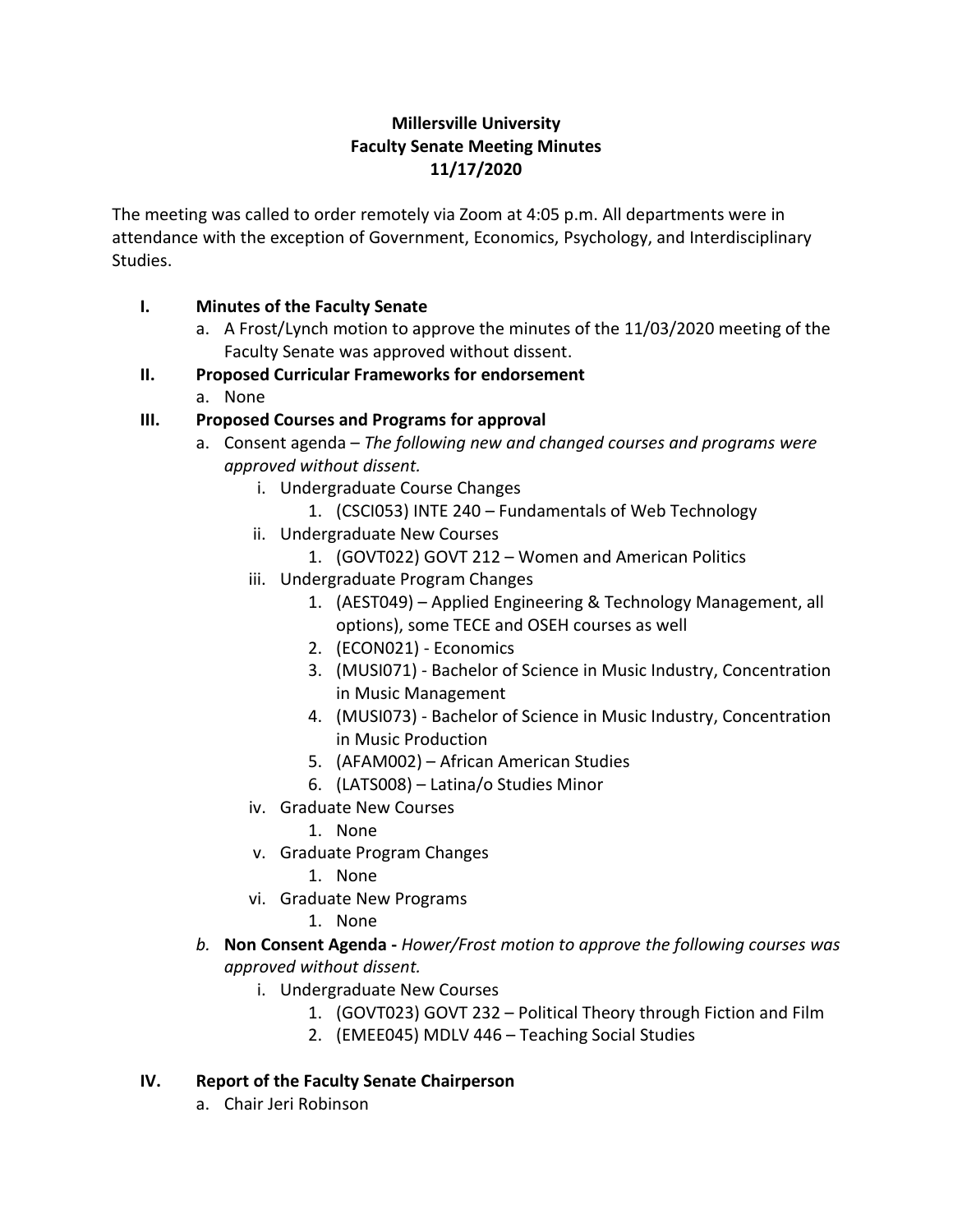**Millersville University**
**Faculty Senate Meeting Minutes**
**11/17/2020**

The meeting was called to order remotely via Zoom at 4:05 p.m. All departments were in attendance with the exception of Government, Economics, Psychology, and Interdisciplinary Studies.

- **I. Minutes of the Faculty Senate**
  - a. A Frost/Lynch motion to approve the minutes of the 11/03/2020 meeting of the Faculty Senate was approved without dissent.
- **II. Proposed Curricular Frameworks for endorsement**
  - a. None
- **III. Proposed Courses and Programs for approval**
  - a. Consent agenda – *The following new and changed courses and programs were approved without dissent.*
    - i. Undergraduate Course Changes
      1. (CSCI053) INTE 240 – Fundamentals of Web Technology
    - ii. Undergraduate New Courses
      1. (GOVT022) GOVT 212 – Women and American Politics
    - iii. Undergraduate Program Changes
      1. (AEST049) – Applied Engineering & Technology Management, all options), some TECE and OSEH courses as well
      2. (ECON021) - Economics
      3. (MUSI071) - Bachelor of Science in Music Industry, Concentration in Music Management
      4. (MUSI073) - Bachelor of Science in Music Industry, Concentration in Music Production
      5. (AFAM002) – African American Studies
      6. (LATS008) – Latina/o Studies Minor
    - iv. Graduate New Courses
      1. None
    - v. Graduate Program Changes
      1. None
    - vi. Graduate New Programs
      1. None
  - *b.* **Non Consent Agenda -** *Hower/Frost motion to approve the following courses was approved without dissent.*
    - i. Undergraduate New Courses
      1. (GOVT023) GOVT 232 – Political Theory through Fiction and Film
      2. (EMEE045) MDLV 446 – Teaching Social Studies
- **IV. Report of the Faculty Senate Chairperson**
  - a. Chair Jeri Robinson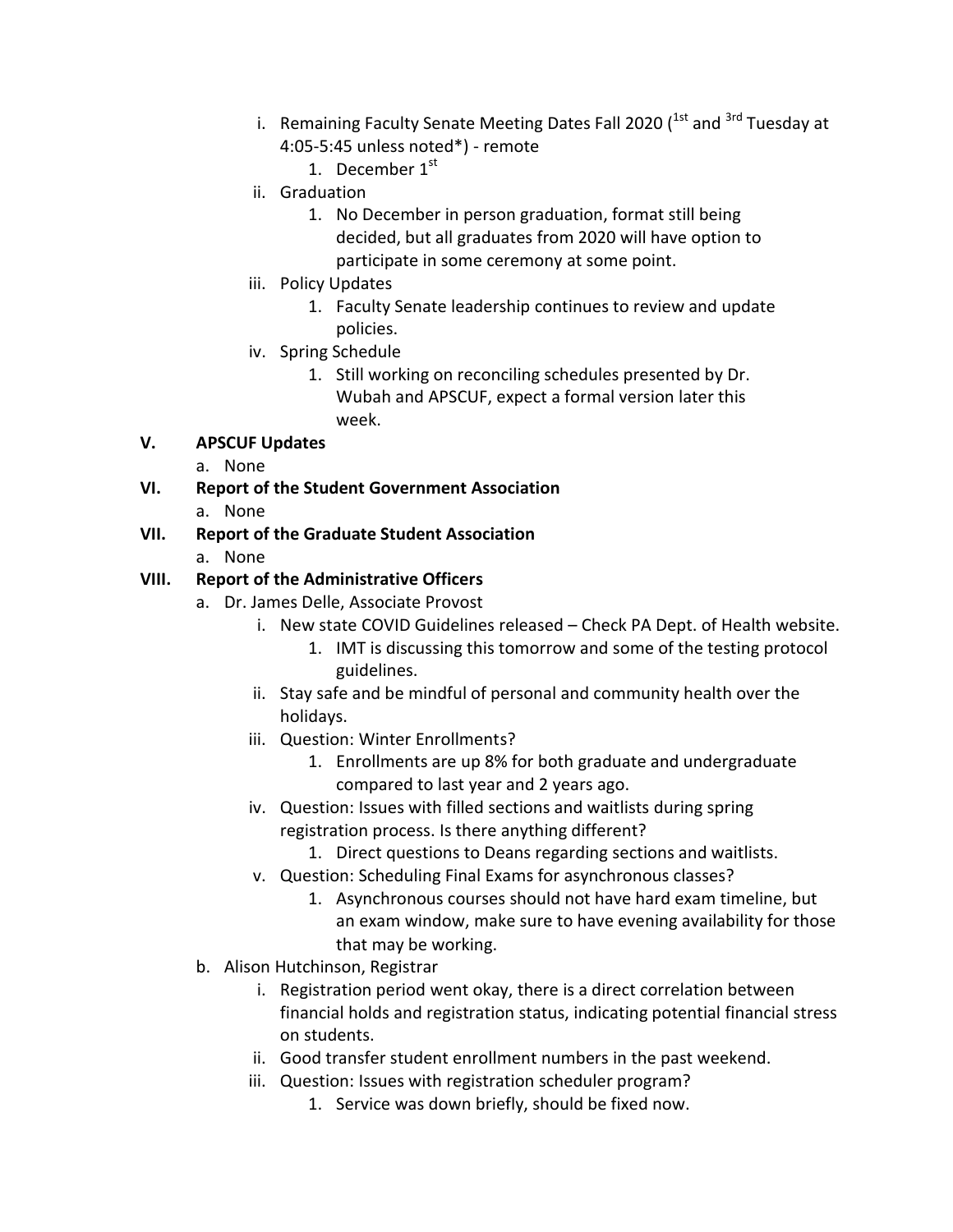i. Remaining Faculty Senate Meeting Dates Fall 2020 (1st and 3rd Tuesday at 4:05-5:45 unless noted*) - remote
      1. December 1st
   ii. Graduation
      1. No December in person graduation, format still being decided, but all graduates from 2020 will have option to participate in some ceremony at some point.
   iii. Policy Updates
      1. Faculty Senate leadership continues to review and update policies.
   iv. Spring Schedule
      1. Still working on reconciling schedules presented by Dr. Wubah and APSCUF, expect a formal version later this week.

**V. APSCUF Updates**

a. None

**VI. Report of the Student Government Association**

a. None

**VII. Report of the Graduate Student Association**

a. None

**VIII. Report of the Administrative Officers**

a. Dr. James Delle, Associate Provost
   i. New state COVID Guidelines released – Check PA Dept. of Health website.
      1. IMT is discussing this tomorrow and some of the testing protocol guidelines.
   ii. Stay safe and be mindful of personal and community health over the holidays.
   iii. Question: Winter Enrollments?
      1. Enrollments are up 8% for both graduate and undergraduate compared to last year and 2 years ago.
   iv. Question: Issues with filled sections and waitlists during spring registration process. Is there anything different?
      1. Direct questions to Deans regarding sections and waitlists.
   v. Question: Scheduling Final Exams for asynchronous classes?
      1. Asynchronous courses should not have hard exam timeline, but an exam window, make sure to have evening availability for those that may be working.

b. Alison Hutchinson, Registrar
   i. Registration period went okay, there is a direct correlation between financial holds and registration status, indicating potential financial stress on students.
   ii. Good transfer student enrollment numbers in the past weekend.
   iii. Question: Issues with registration scheduler program?
      1. Service was down briefly, should be fixed now.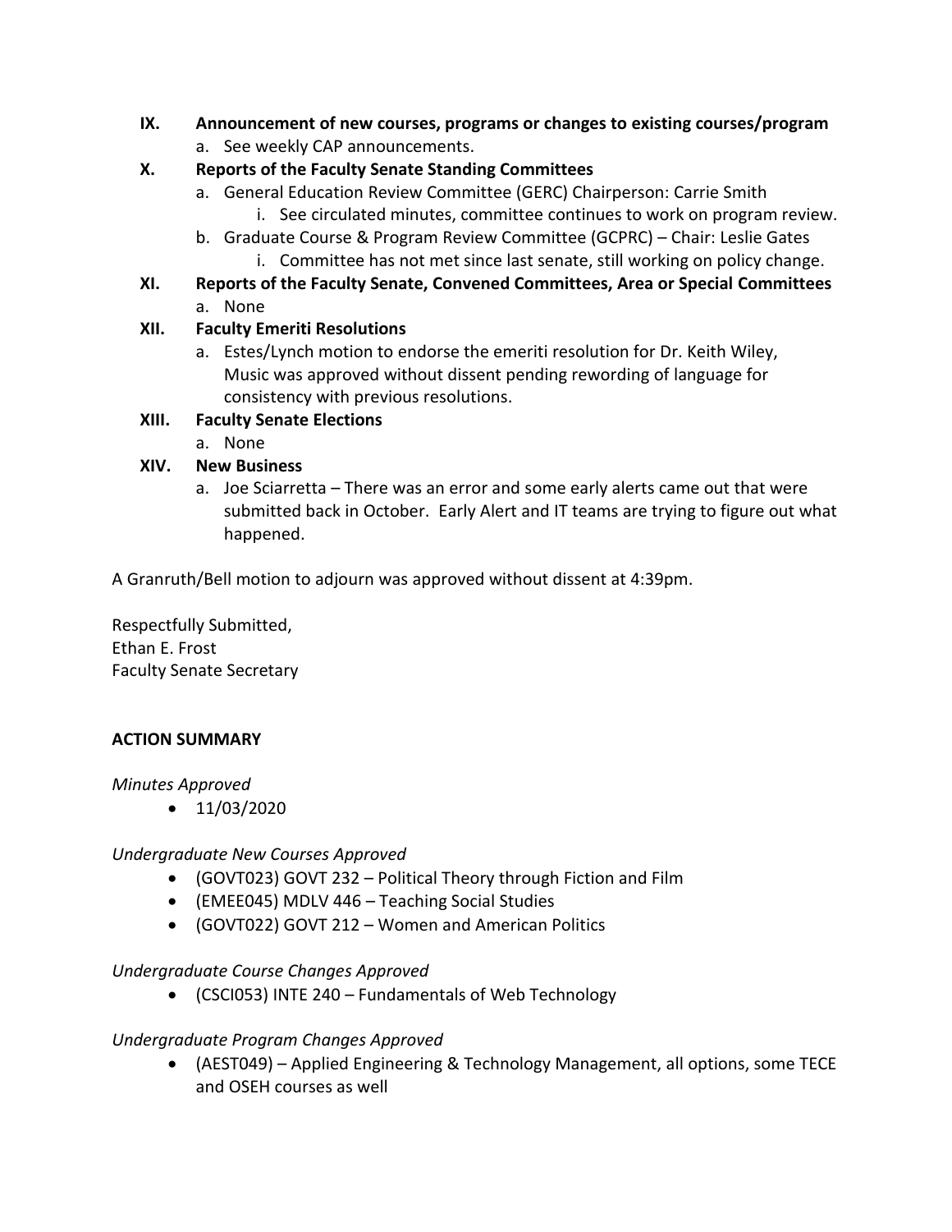**IX. Announcement of new courses, programs or changes to existing courses/program**

a. See weekly CAP announcements.

**X. Reports of the Faculty Senate Standing Committees**

a. General Education Review Committee (GERC) Chairperson: Carrie Smith
   i. See circulated minutes, committee continues to work on program review.

b. Graduate Course & Program Review Committee (GCPRC) – Chair: Leslie Gates
   i. Committee has not met since last senate, still working on policy change.

**XI. Reports of the Faculty Senate, Convened Committees, Area or Special Committees**

a. None

**XII. Faculty Emeriti Resolutions**

a. Estes/Lynch motion to endorse the emeriti resolution for Dr. Keith Wiley, Music was approved without dissent pending rewording of language for consistency with previous resolutions.

**XIII. Faculty Senate Elections**

a. None

**XIV. New Business**

a. Joe Sciarretta – There was an error and some early alerts came out that were submitted back in October. Early Alert and IT teams are trying to figure out what happened.

A Granruth/Bell motion to adjourn was approved without dissent at 4:39pm.

Respectfully Submitted,
Ethan E. Frost
Faculty Senate Secretary

**ACTION SUMMARY**

*Minutes Approved*

- 11/03/2020

*Undergraduate New Courses Approved*

- (GOVT023) GOVT 232 – Political Theory through Fiction and Film
- (EMEE045) MDLV 446 – Teaching Social Studies
- (GOVT022) GOVT 212 – Women and American Politics

*Undergraduate Course Changes Approved*

- (CSCI053) INTE 240 – Fundamentals of Web Technology

*Undergraduate Program Changes Approved*

- (AEST049) – Applied Engineering & Technology Management, all options, some TECE and OSEH courses as well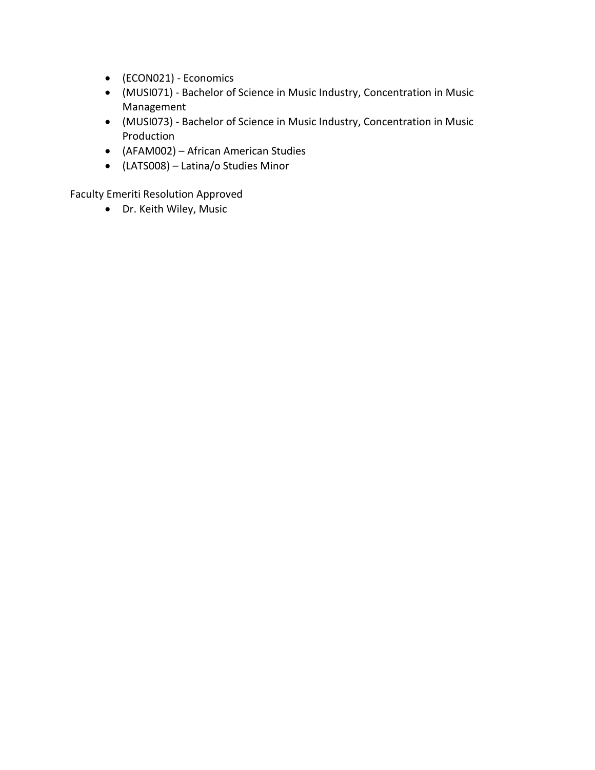- (ECON021) - Economics
- (MUSI071) - Bachelor of Science in Music Industry, Concentration in Music Management
- (MUSI073) - Bachelor of Science in Music Industry, Concentration in Music Production
- (AFAM002) – African American Studies
- (LATS008) – Latina/o Studies Minor

Faculty Emeriti Resolution Approved

- Dr. Keith Wiley, Music